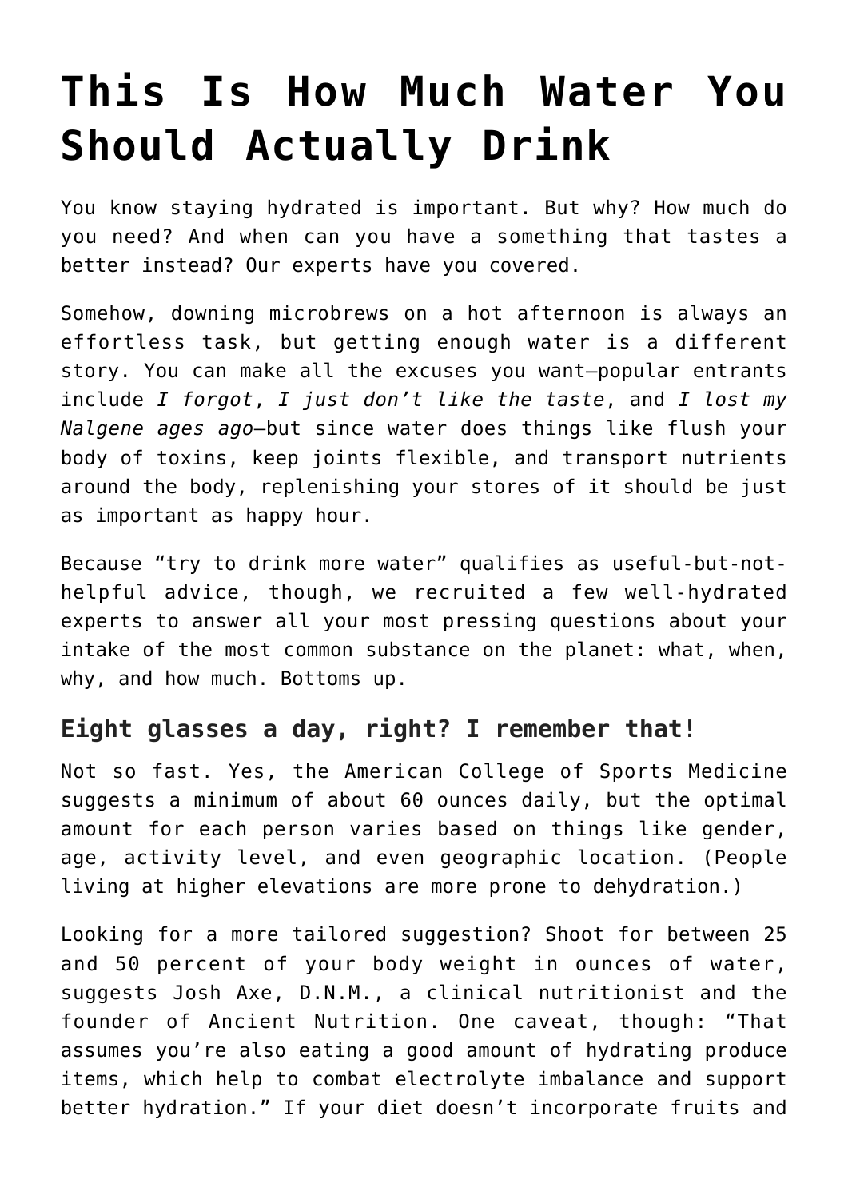# This Is How Much Water You Should Actually Drink

You know staying hydrated is important. But why? How much do you need? And when can you have a something that tastes a better instead? Our experts have you covered.

Somehow, downing microbrews on a hot afternoon is always an effortless task, but getting enough water is a different story. You can make all the excuses you want—popular entrants include *I forgot*, *I just don't like the taste*, and *I lost my Nalgene ages ago*—but since water does things like flush your body of toxins, keep joints flexible, and transport nutrients around the body, replenishing your stores of it should be just as important as happy hour.

Because "try to drink more water" qualifies as useful-but-not-helpful advice, though, we recruited a few well-hydrated experts to answer all your most pressing questions about your intake of the most common substance on the planet: what, when, why, and how much. Bottoms up.

## Eight glasses a day, right? I remember that!

Not so fast. Yes, the American College of Sports Medicine suggests a minimum of about 60 ounces daily, but the optimal amount for each person varies based on things like gender, age, activity level, and even geographic location. (People living at higher elevations are more prone to dehydration.)

Looking for a more tailored suggestion? Shoot for between 25 and 50 percent of your body weight in ounces of water, suggests Josh Axe, D.N.M., a clinical nutritionist and the founder of Ancient Nutrition. One caveat, though: "That assumes you're also eating a good amount of hydrating produce items, which help to combat electrolyte imbalance and support better hydration." If your diet doesn't incorporate fruits and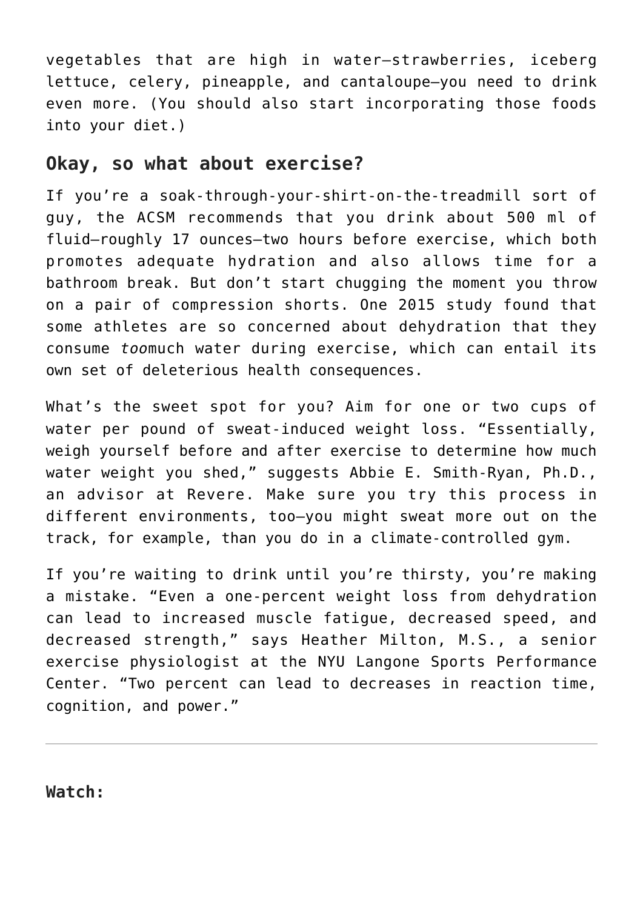vegetables that are high in water—strawberries, iceberg lettuce, celery, pineapple, and cantaloupe—you need to drink even more. (You should also start incorporating those foods into your diet.)

## Okay, so what about exercise?

If you're a soak-through-your-shirt-on-the-treadmill sort of guy, the ACSM recommends that you drink about 500 ml of fluid—roughly 17 ounces—two hours before exercise, which both promotes adequate hydration and also allows time for a bathroom break. But don't start chugging the moment you throw on a pair of compression shorts. One 2015 study found that some athletes are so concerned about dehydration that they consume *too*much water during exercise, which can entail its own set of deleterious health consequences.

What's the sweet spot for you? Aim for one or two cups of water per pound of sweat-induced weight loss. "Essentially, weigh yourself before and after exercise to determine how much water weight you shed," suggests Abbie E. Smith-Ryan, Ph.D., an advisor at Revere. Make sure you try this process in different environments, too—you might sweat more out on the track, for example, than you do in a climate-controlled gym.

If you're waiting to drink until you're thirsty, you're making a mistake. "Even a one-percent weight loss from dehydration can lead to increased muscle fatigue, decreased speed, and decreased strength," says Heather Milton, M.S., a senior exercise physiologist at the NYU Langone Sports Performance Center. "Two percent can lead to decreases in reaction time, cognition, and power."

---

**Watch:**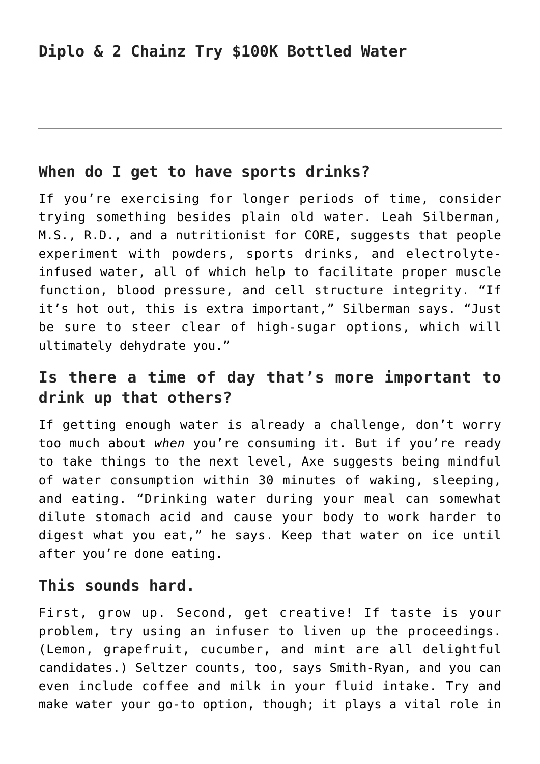**Diplo & 2 Chainz Try $100K Bottled Water**

---

## When do I get to have sports drinks?

If you're exercising for longer periods of time, consider trying something besides plain old water. Leah Silberman, M.S., R.D., and a nutritionist for CORE, suggests that people experiment with powders, sports drinks, and electrolyte-infused water, all of which help to facilitate proper muscle function, blood pressure, and cell structure integrity. "If it's hot out, this is extra important," Silberman says. "Just be sure to steer clear of high-sugar options, which will ultimately dehydrate you."

## Is there a time of day that's more important to drink up that others?

If getting enough water is already a challenge, don't worry too much about *when* you're consuming it. But if you're ready to take things to the next level, Axe suggests being mindful of water consumption within 30 minutes of waking, sleeping, and eating. "Drinking water during your meal can somewhat dilute stomach acid and cause your body to work harder to digest what you eat," he says. Keep that water on ice until after you're done eating.

## This sounds hard.

First, grow up. Second, get creative! If taste is your problem, try using an infuser to liven up the proceedings. (Lemon, grapefruit, cucumber, and mint are all delightful candidates.) Seltzer counts, too, says Smith-Ryan, and you can even include coffee and milk in your fluid intake. Try and make water your go-to option, though; it plays a vital role in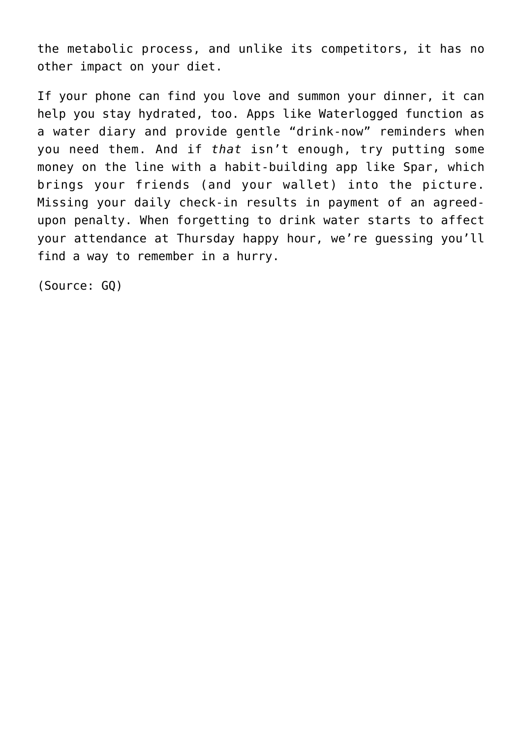the metabolic process, and unlike its competitors, it has no other impact on your diet.

If your phone can find you love and summon your dinner, it can help you stay hydrated, too. Apps like Waterlogged function as a water diary and provide gentle “drink-now” reminders when you need them. And if *that* isn’t enough, try putting some money on the line with a habit-building app like Spar, which brings your friends (and your wallet) into the picture. Missing your daily check-in results in payment of an agreed-upon penalty. When forgetting to drink water starts to affect your attendance at Thursday happy hour, we’re guessing you’ll find a way to remember in a hurry.

(Source: GQ)